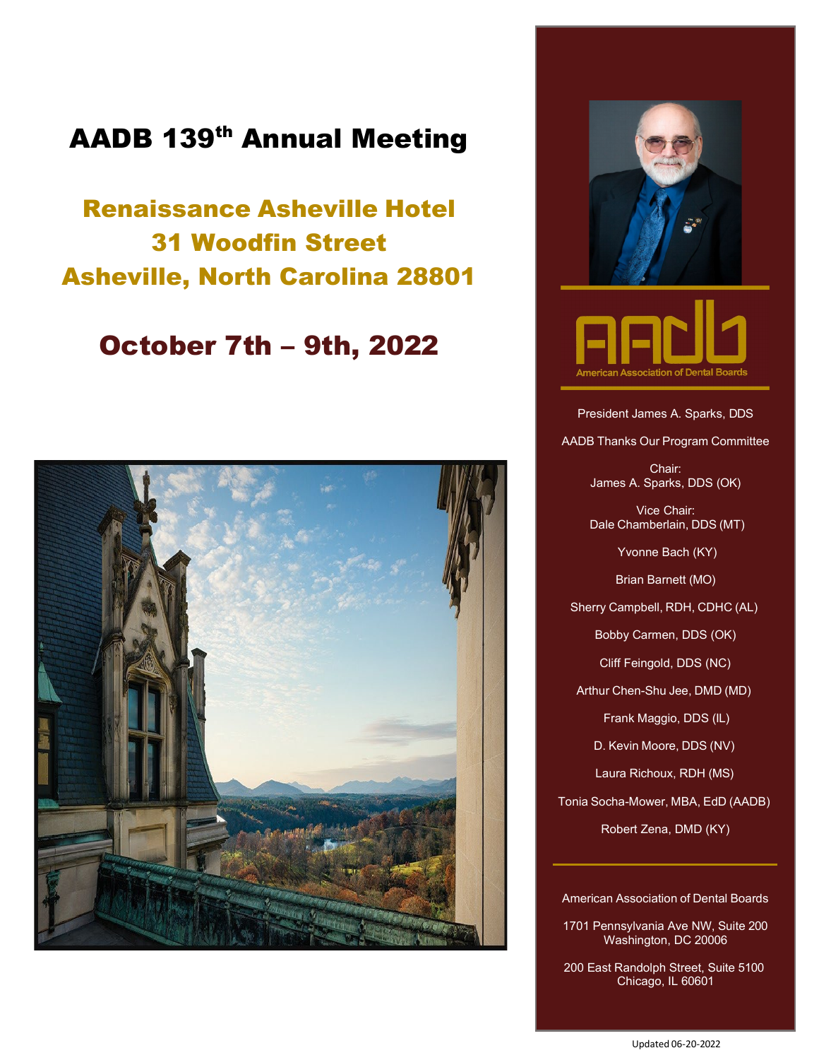# AADB 139th Annual Meeting

## Renaissance Asheville Hotel
## 31 Woodfin Street
## Asheville, North Carolina 28801

## October 7th – 9th, 2022

AADB
American Association of Dental Boards

President James A. Sparks, DDS

AADB Thanks Our Program Committee

Chair:
James A. Sparks, DDS (OK)

Vice Chair:
Dale Chamberlain, DDS (MT)

Yvonne Bach (KY)

Brian Barnett (MO)

Sherry Campbell, RDH, CDHC (AL)

Bobby Carmen, DDS (OK)

Cliff Feingold, DDS (NC)

Arthur Chen-Shu Jee, DMD (MD)

Frank Maggio, DDS (IL)

D. Kevin Moore, DDS (NV)

Laura Richoux, RDH (MS)

Tonia Socha-Mower, MBA, EdD (AADB)

Robert Zena, DMD (KY)

American Association of Dental Boards

1701 Pennsylvania Ave NW, Suite 200
Washington, DC 20006

200 East Randolph Street, Suite 5100
Chicago, IL 60601

Updated 06-20-2022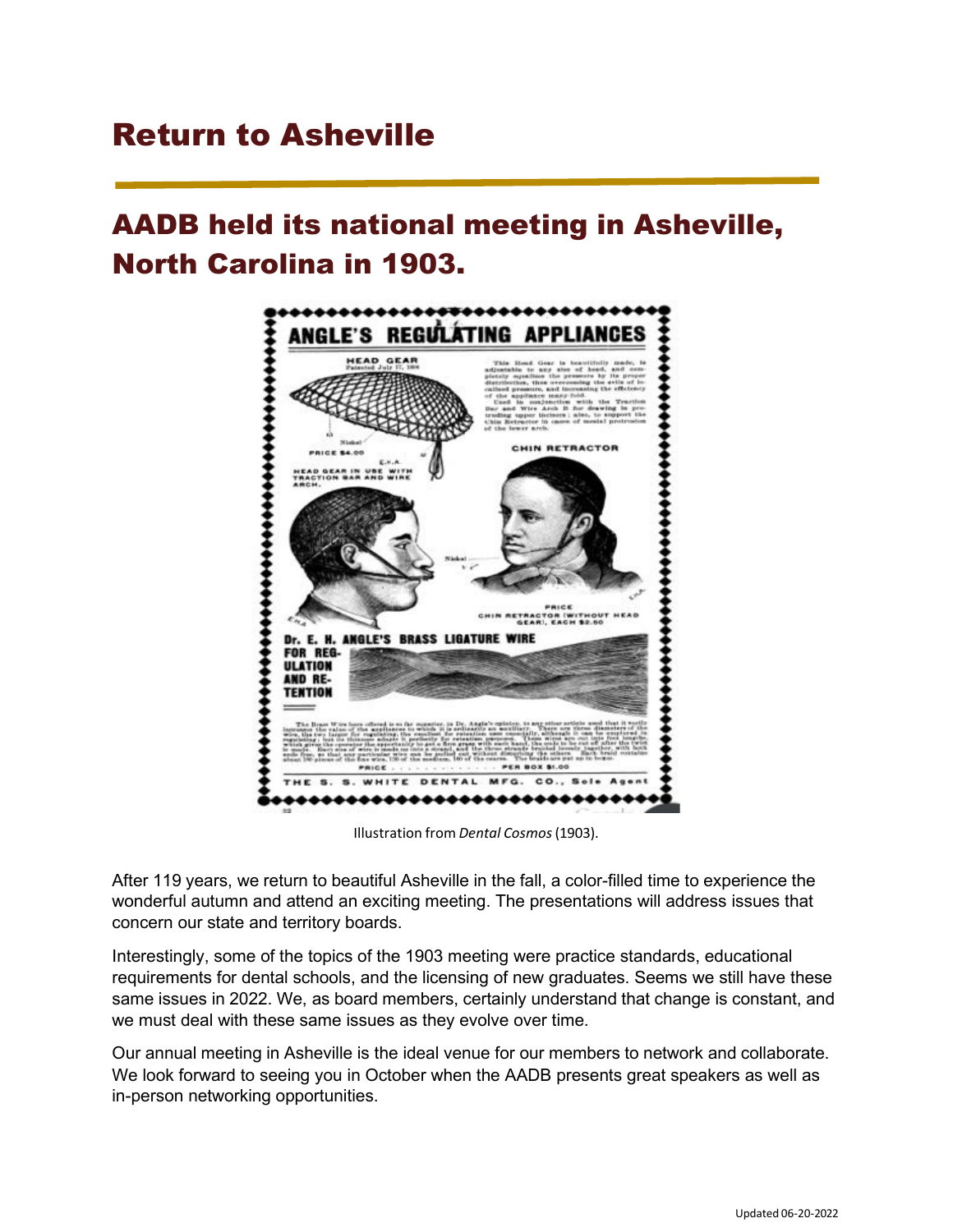# Return to Asheville

## AADB held its national meeting in Asheville, North Carolina in 1903.

Illustration from *Dental Cosmos* (1903).

After 119 years, we return to beautiful Asheville in the fall, a color-filled time to experience the wonderful autumn and attend an exciting meeting. The presentations will address issues that concern our state and territory boards.

Interestingly, some of the topics of the 1903 meeting were practice standards, educational requirements for dental schools, and the licensing of new graduates. Seems we still have these same issues in 2022. We, as board members, certainly understand that change is constant, and we must deal with these same issues as they evolve over time.

Our annual meeting in Asheville is the ideal venue for our members to network and collaborate. We look forward to seeing you in October when the AADB presents great speakers as well as in-person networking opportunities.

Updated 06-20-2022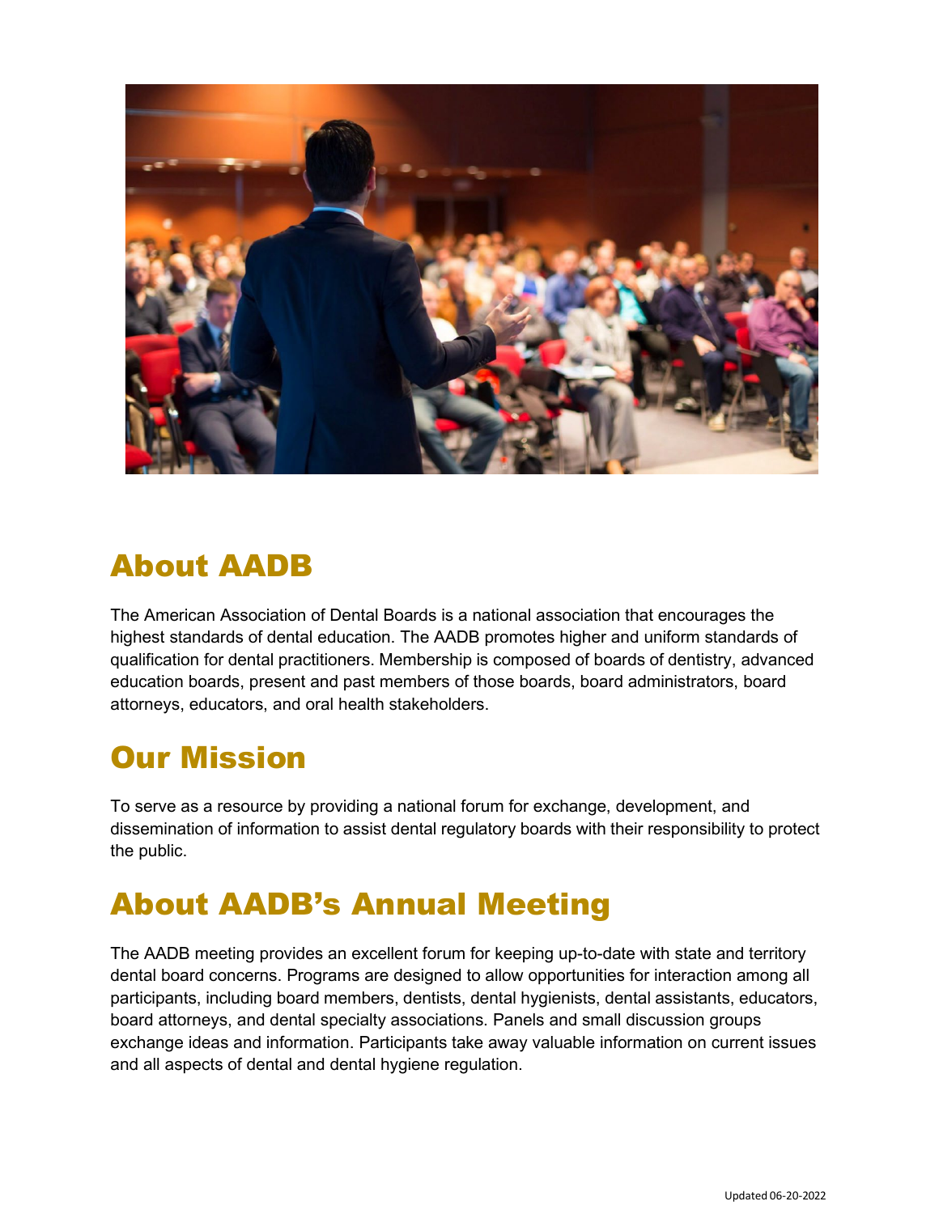## About AADB

The American Association of Dental Boards is a national association that encourages the highest standards of dental education. The AADB promotes higher and uniform standards of qualification for dental practitioners. Membership is composed of boards of dentistry, advanced education boards, present and past members of those boards, board administrators, board attorneys, educators, and oral health stakeholders.

## Our Mission

To serve as a resource by providing a national forum for exchange, development, and dissemination of information to assist dental regulatory boards with their responsibility to protect the public.

## About AADB's Annual Meeting

The AADB meeting provides an excellent forum for keeping up-to-date with state and territory dental board concerns. Programs are designed to allow opportunities for interaction among all participants, including board members, dentists, dental hygienists, dental assistants, educators, board attorneys, and dental specialty associations. Panels and small discussion groups exchange ideas and information. Participants take away valuable information on current issues and all aspects of dental and dental hygiene regulation.

Updated 06-20-2022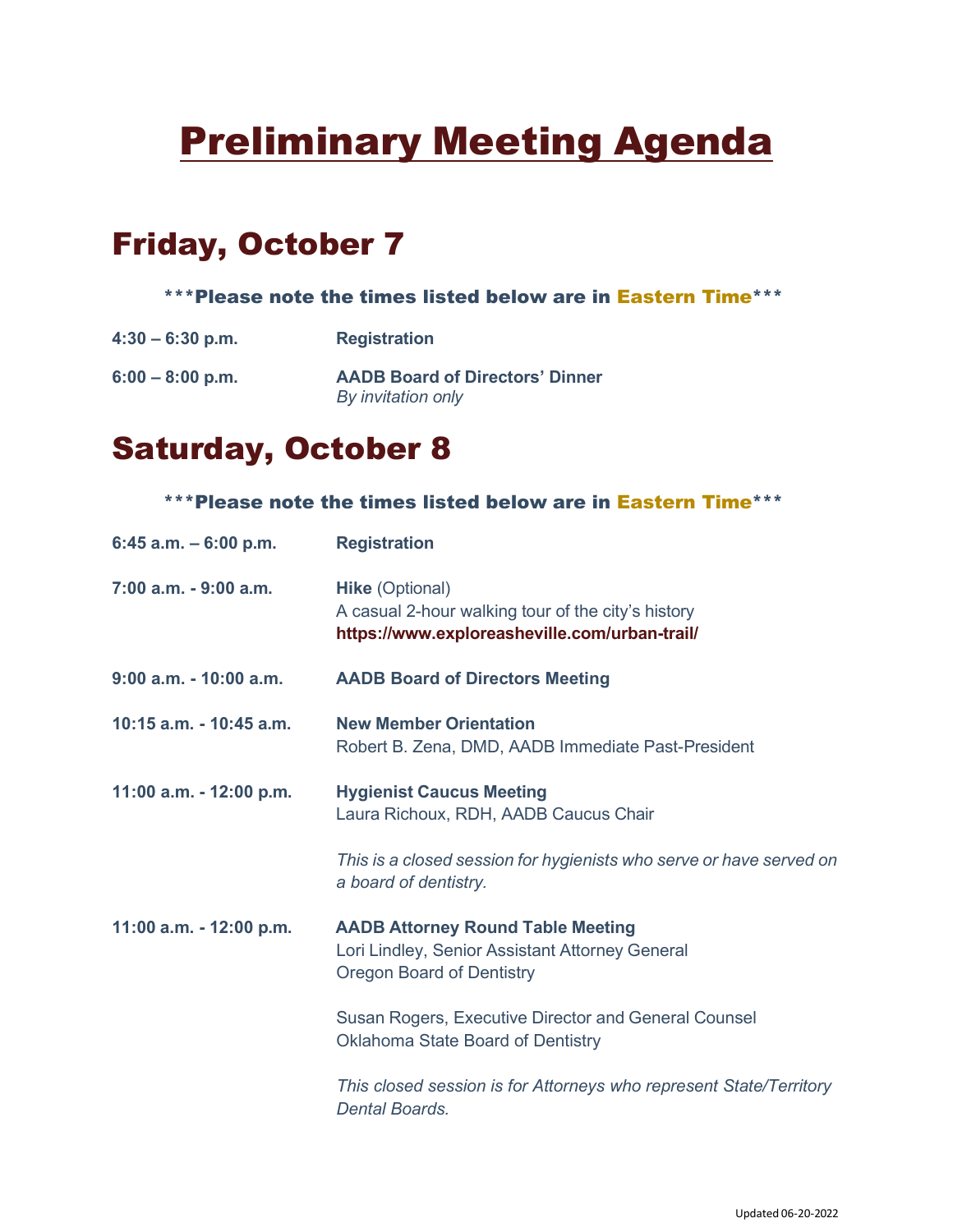# Preliminary Meeting Agenda

## Friday, October 7

***Please note the times listed below are in Eastern Time***

**4:30 – 6:30 p.m.** **Registration**

**6:00 – 8:00 p.m.** **AADB Board of Directors' Dinner**
*By invitation only*

## Saturday, October 8

***Please note the times listed below are in Eastern Time***

**6:45 a.m. – 6:00 p.m.** **Registration**

**7:00 a.m. - 9:00 a.m.** **Hike** (Optional)
A casual 2-hour walking tour of the city's history
**https://www.exploreasheville.com/urban-trail/**

**9:00 a.m. - 10:00 a.m.** **AADB Board of Directors Meeting**

**10:15 a.m. - 10:45 a.m.** **New Member Orientation**
Robert B. Zena, DMD, AADB Immediate Past-President

**11:00 a.m. - 12:00 p.m.** **Hygienist Caucus Meeting**
Laura Richoux, RDH, AADB Caucus Chair

*This is a closed session for hygienists who serve or have served on a board of dentistry.*

**11:00 a.m. - 12:00 p.m.** **AADB Attorney Round Table Meeting**
Lori Lindley, Senior Assistant Attorney General
Oregon Board of Dentistry

Susan Rogers, Executive Director and General Counsel
Oklahoma State Board of Dentistry

*This closed session is for Attorneys who represent State/Territory Dental Boards.*

Updated 06-20-2022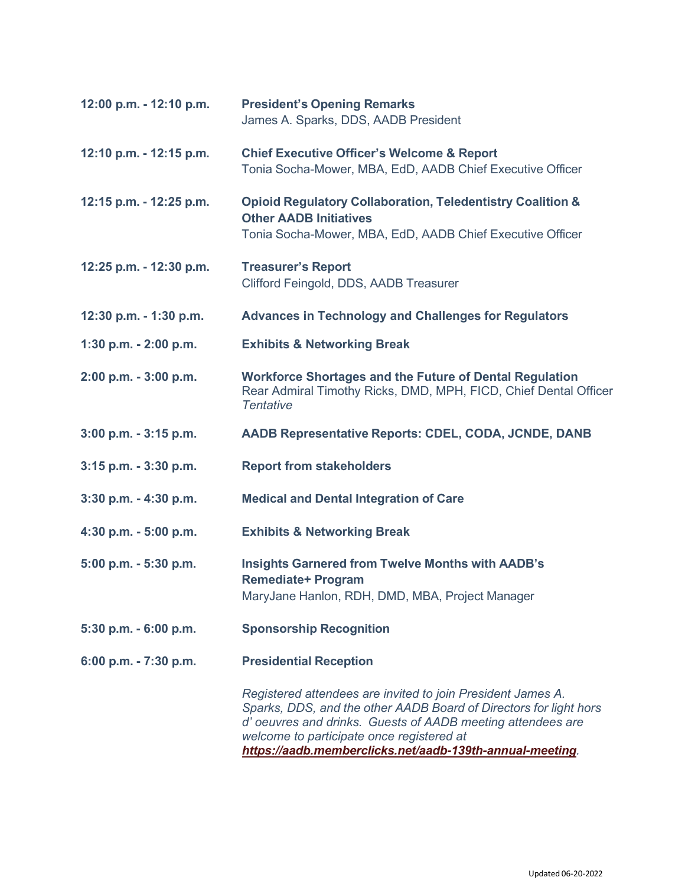| | |
|---|---|
| **12:00 p.m. - 12:10 p.m.** | **President's Opening Remarks**<br>James A. Sparks, DDS, AADB President |
| **12:10 p.m. - 12:15 p.m.** | **Chief Executive Officer's Welcome & Report**<br>Tonia Socha-Mower, MBA, EdD, AADB Chief Executive Officer |
| **12:15 p.m. - 12:25 p.m.** | **Opioid Regulatory Collaboration, Teledentistry Coalition & Other AADB Initiatives**<br>Tonia Socha-Mower, MBA, EdD, AADB Chief Executive Officer |
| **12:25 p.m. - 12:30 p.m.** | **Treasurer's Report**<br>Clifford Feingold, DDS, AADB Treasurer |
| **12:30 p.m. - 1:30 p.m.** | **Advances in Technology and Challenges for Regulators** |
| **1:30 p.m. - 2:00 p.m.** | **Exhibits & Networking Break** |
| **2:00 p.m. - 3:00 p.m.** | **Workforce Shortages and the Future of Dental Regulation**<br>Rear Admiral Timothy Ricks, DMD, MPH, FICD, Chief Dental Officer<br>*Tentative* |
| **3:00 p.m. - 3:15 p.m.** | **AADB Representative Reports: CDEL, CODA, JCNDE, DANB** |
| **3:15 p.m. - 3:30 p.m.** | **Report from stakeholders** |
| **3:30 p.m. - 4:30 p.m.** | **Medical and Dental Integration of Care** |
| **4:30 p.m. - 5:00 p.m.** | **Exhibits & Networking Break** |
| **5:00 p.m. - 5:30 p.m.** | **Insights Garnered from Twelve Months with AADB's Remediate+ Program**<br>MaryJane Hanlon, RDH, DMD, MBA, Project Manager |
| **5:30 p.m. - 6:00 p.m.** | **Sponsorship Recognition** |
| **6:00 p.m. - 7:30 p.m.** | **Presidential Reception**<br><br>*Registered attendees are invited to join President James A. Sparks, DDS, and the other AADB Board of Directors for light hors d' oeuvres and drinks. Guests of AADB meeting attendees are welcome to participate once registered at* ***https://aadb.memberclicks.net/aadb-139th-annual-meeting****.* |

Updated 06-20-2022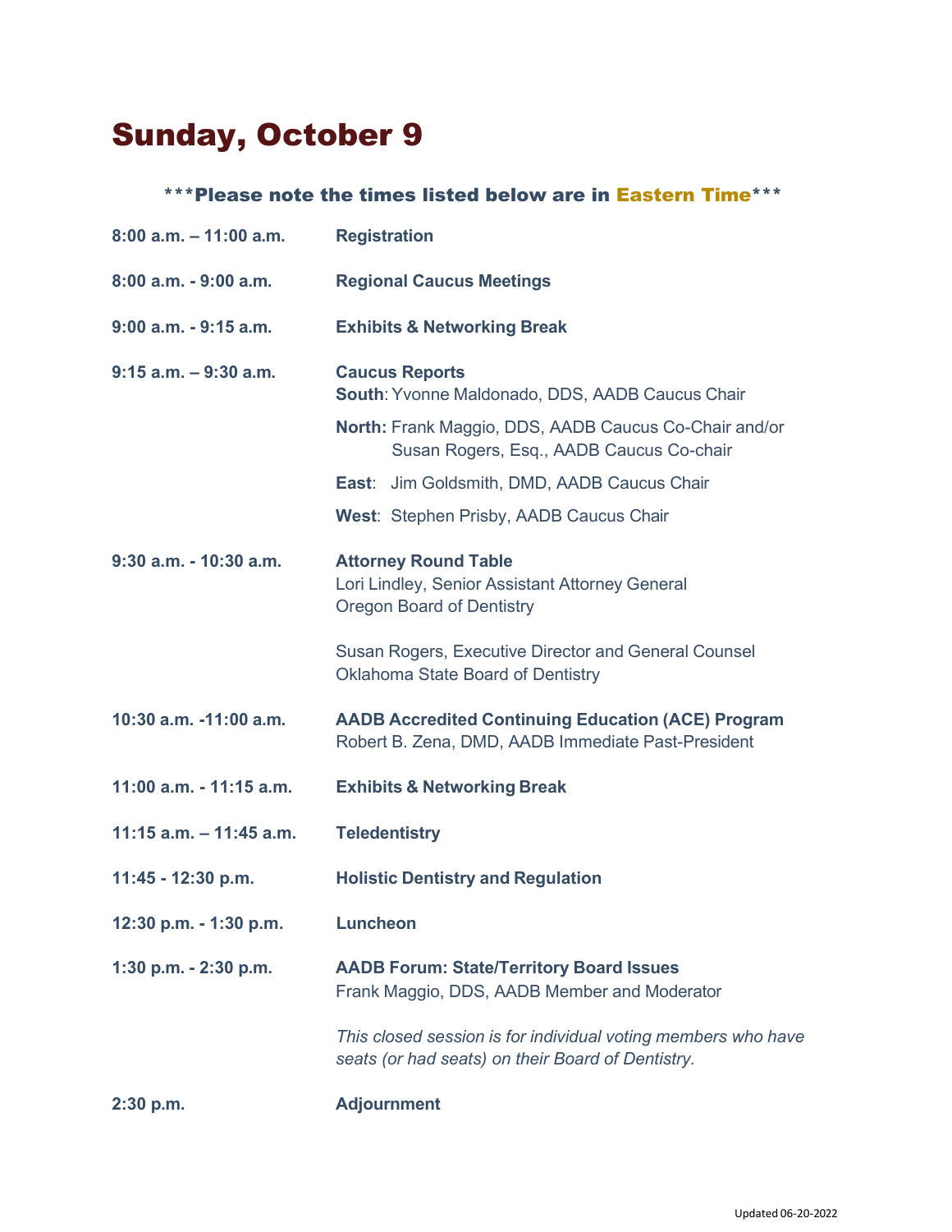# Sunday, October 9

***Please note the times listed below are in Eastern Time***

| | |
|---|---|
| **8:00 a.m. – 11:00 a.m.** | **Registration** |
| **8:00 a.m. - 9:00 a.m.** | **Regional Caucus Meetings** |
| **9:00 a.m. - 9:15 a.m.** | **Exhibits & Networking Break** |
| **9:15 a.m. – 9:30 a.m.** | **Caucus Reports**<br>**South**: Yvonne Maldonado, DDS, AADB Caucus Chair<br>**North:** Frank Maggio, DDS, AADB Caucus Co-Chair and/or Susan Rogers, Esq., AADB Caucus Co-chair<br>**East**: Jim Goldsmith, DMD, AADB Caucus Chair<br>**West**: Stephen Prisby, AADB Caucus Chair |
| **9:30 a.m. - 10:30 a.m.** | **Attorney Round Table**<br>Lori Lindley, Senior Assistant Attorney General<br>Oregon Board of Dentistry<br><br>Susan Rogers, Executive Director and General Counsel<br>Oklahoma State Board of Dentistry |
| **10:30 a.m. -11:00 a.m.** | **AADB Accredited Continuing Education (ACE) Program**<br>Robert B. Zena, DMD, AADB Immediate Past-President |
| **11:00 a.m. - 11:15 a.m.** | **Exhibits & Networking Break** |
| **11:15 a.m. – 11:45 a.m.** | **Teledentistry** |
| **11:45 - 12:30 p.m.** | **Holistic Dentistry and Regulation** |
| **12:30 p.m. - 1:30 p.m.** | **Luncheon** |
| **1:30 p.m. - 2:30 p.m.** | **AADB Forum: State/Territory Board Issues**<br>Frank Maggio, DDS, AADB Member and Moderator<br><br>*This closed session is for individual voting members who have seats (or had seats) on their Board of Dentistry.* |
| **2:30 p.m.** | **Adjournment** |

Updated 06-20-2022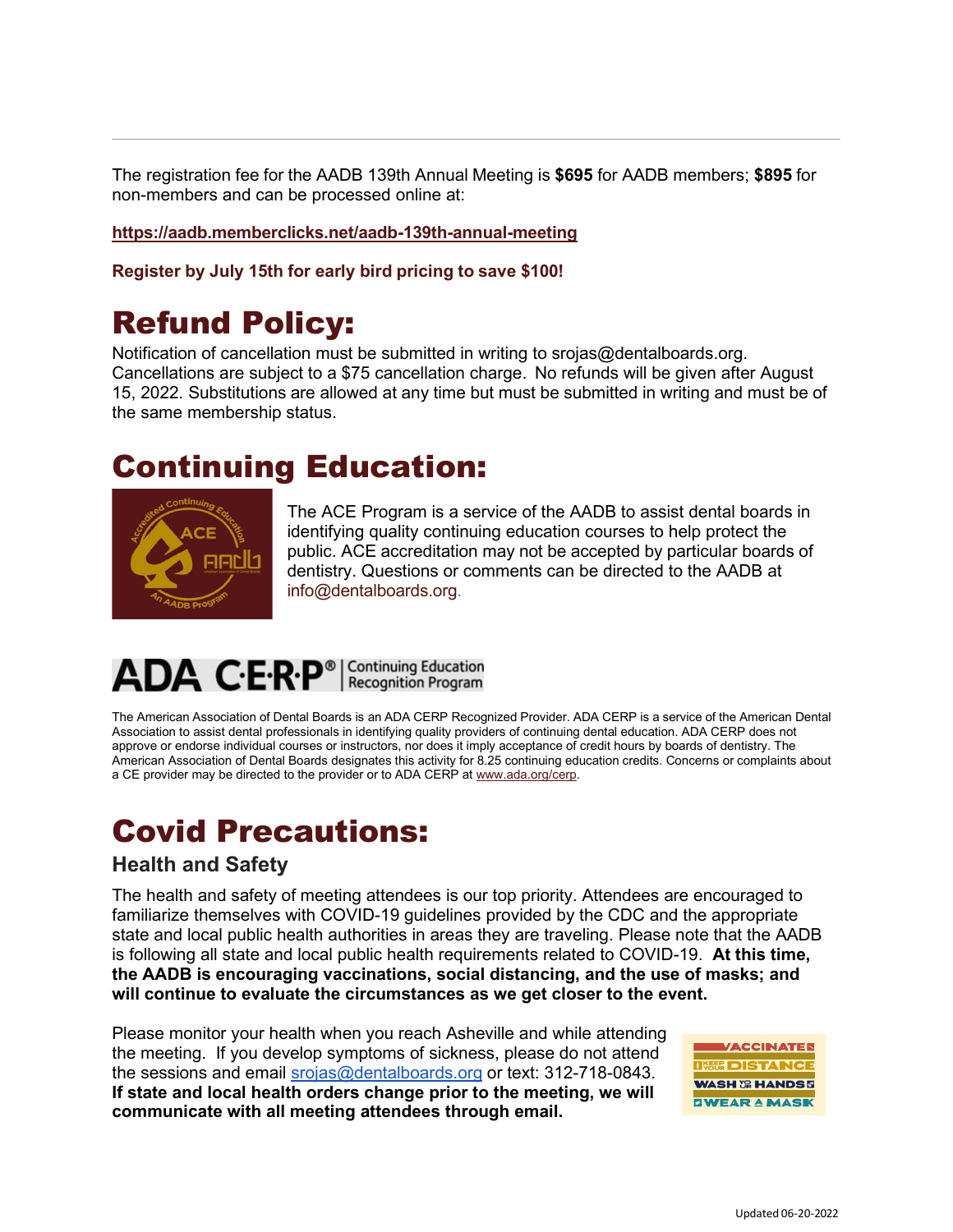The registration fee for the AADB 139th Annual Meeting is **$695** for AADB members; **$895** for non-members and can be processed online at:

**https://aadb.memberclicks.net/aadb-139th-annual-meeting**

**Register by July 15th for early bird pricing to save $100!**

# Refund Policy:

Notification of cancellation must be submitted in writing to srojas@dentalboards.org. Cancellations are subject to a $75 cancellation charge. No refunds will be given after August 15, 2022. Substitutions are allowed at any time but must be submitted in writing and must be of the same membership status.

# Continuing Education:

The ACE Program is a service of the AADB to assist dental boards in identifying quality continuing education courses to help protect the public. ACE accreditation may not be accepted by particular boards of dentistry. Questions or comments can be directed to the AADB at info@dentalboards.org.

ADA C·E·R·P® | Continuing Education Recognition Program

The American Association of Dental Boards is an ADA CERP Recognized Provider. ADA CERP is a service of the American Dental Association to assist dental professionals in identifying quality providers of continuing dental education. ADA CERP does not approve or endorse individual courses or instructors, nor does it imply acceptance of credit hours by boards of dentistry. The American Association of Dental Boards designates this activity for 8.25 continuing education credits. Concerns or complaints about a CE provider may be directed to the provider or to ADA CERP at www.ada.org/cerp.

# Covid Precautions:

## Health and Safety

The health and safety of meeting attendees is our top priority. Attendees are encouraged to familiarize themselves with COVID-19 guidelines provided by the CDC and the appropriate state and local public health authorities in areas they are traveling. Please note that the AADB is following all state and local public health requirements related to COVID-19. **At this time, the AADB is encouraging vaccinations, social distancing, and the use of masks; and will continue to evaluate the circumstances as we get closer to the event.**

Please monitor your health when you reach Asheville and while attending the meeting. If you develop symptoms of sickness, please do not attend the sessions and email srojas@dentalboards.org or text: 312-718-0843. **If state and local health orders change prior to the meeting, we will communicate with all meeting attendees through email.**

VACCINATE | KEEP YOUR DISTANCE | WASH YOUR HANDS | WEAR A MASK

Updated 06-20-2022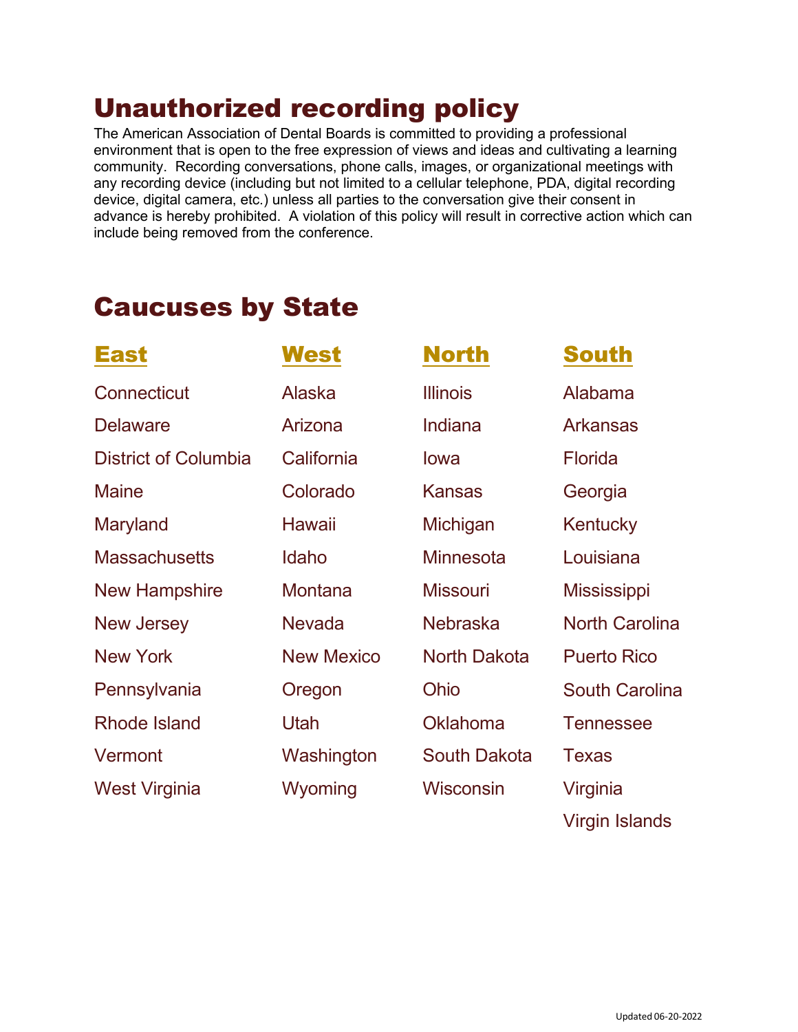# Unauthorized recording policy

The American Association of Dental Boards is committed to providing a professional environment that is open to the free expression of views and ideas and cultivating a learning community. Recording conversations, phone calls, images, or organizational meetings with any recording device (including but not limited to a cellular telephone, PDA, digital recording device, digital camera, etc.) unless all parties to the conversation give their consent in advance is hereby prohibited. A violation of this policy will result in corrective action which can include being removed from the conference.

# Caucuses by State

| East | West | North | South |
|---|---|---|---|
| Connecticut | Alaska | Illinois | Alabama |
| Delaware | Arizona | Indiana | Arkansas |
| District of Columbia | California | Iowa | Florida |
| Maine | Colorado | Kansas | Georgia |
| Maryland | Hawaii | Michigan | Kentucky |
| Massachusetts | Idaho | Minnesota | Louisiana |
| New Hampshire | Montana | Missouri | Mississippi |
| New Jersey | Nevada | Nebraska | North Carolina |
| New York | New Mexico | North Dakota | Puerto Rico |
| Pennsylvania | Oregon | Ohio | South Carolina |
| Rhode Island | Utah | Oklahoma | Tennessee |
| Vermont | Washington | South Dakota | Texas |
| West Virginia | Wyoming | Wisconsin | Virginia |
| | | | Virgin Islands |

Updated 06-20-2022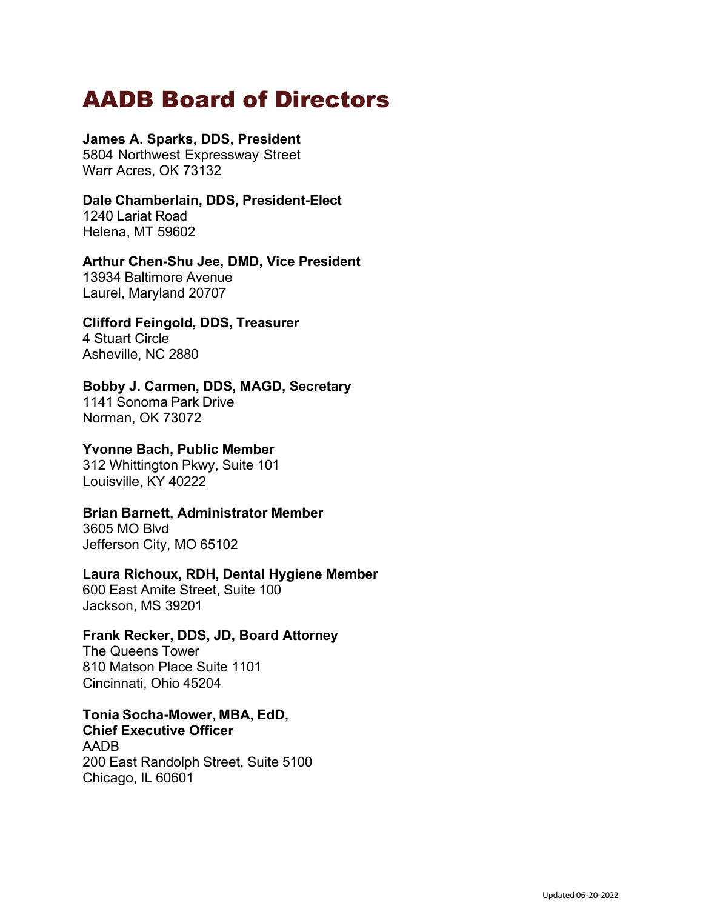# AADB Board of Directors

**James A. Sparks, DDS, President**
5804 Northwest Expressway Street
Warr Acres, OK 73132

**Dale Chamberlain, DDS, President-Elect**
1240 Lariat Road
Helena, MT 59602

**Arthur Chen-Shu Jee, DMD, Vice President**
13934 Baltimore Avenue
Laurel, Maryland 20707

**Clifford Feingold, DDS, Treasurer**
4 Stuart Circle
Asheville, NC 2880

**Bobby J. Carmen, DDS, MAGD, Secretary**
1141 Sonoma Park Drive
Norman, OK 73072

**Yvonne Bach, Public Member**
312 Whittington Pkwy, Suite 101
Louisville, KY 40222

**Brian Barnett, Administrator Member**
3605 MO Blvd
Jefferson City, MO 65102

**Laura Richoux, RDH, Dental Hygiene Member**
600 East Amite Street, Suite 100
Jackson, MS 39201

**Frank Recker, DDS, JD, Board Attorney**
The Queens Tower
810 Matson Place Suite 1101
Cincinnati, Ohio 45204

**Tonia Socha-Mower, MBA, EdD,**
**Chief Executive Officer**
AADB
200 East Randolph Street, Suite 5100
Chicago, IL 60601

Updated 06-20-2022